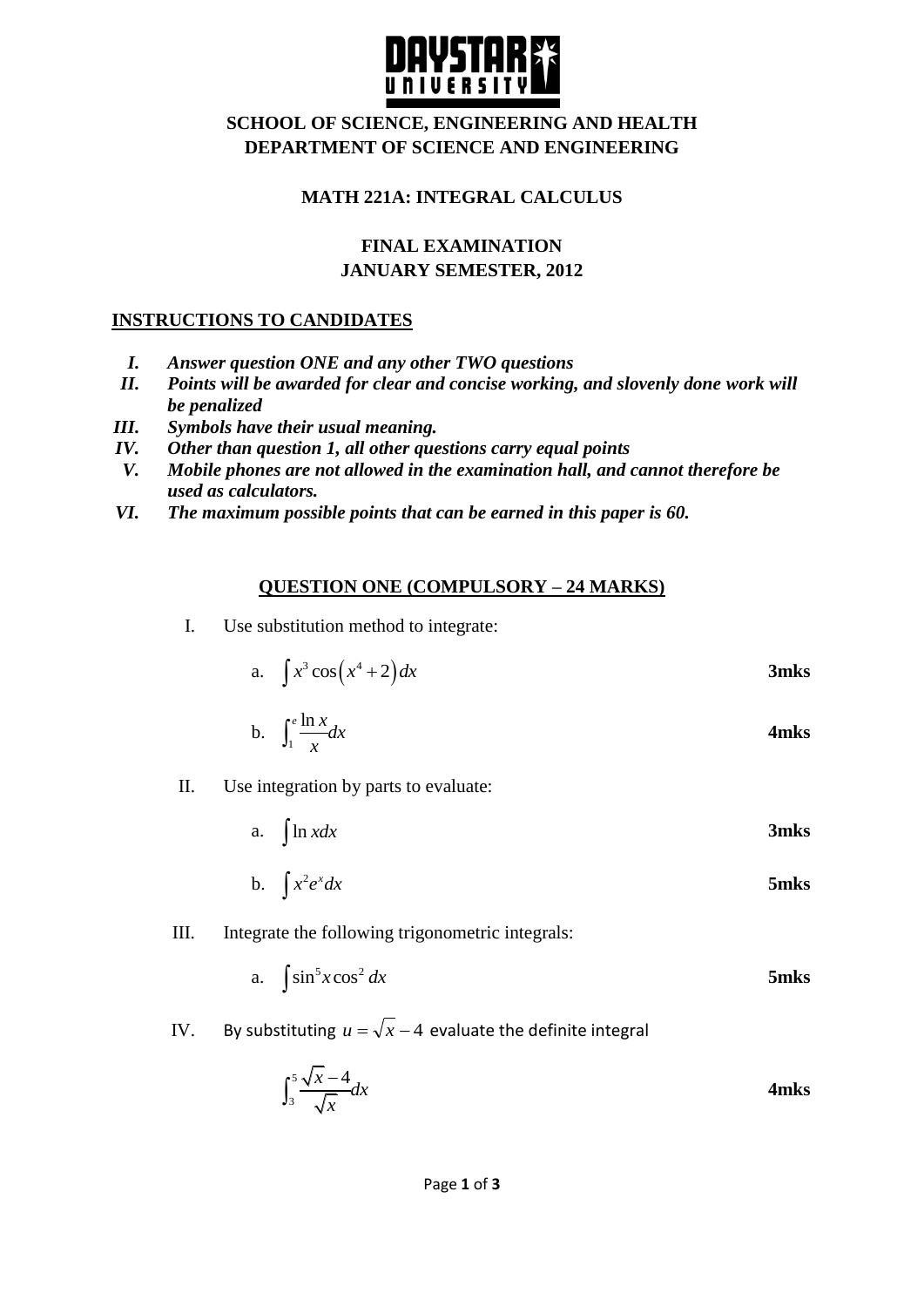**DAYSTAR UNIVERSITY**

**SCHOOL OF SCIENCE, ENGINEERING AND HEALTH**
**DEPARTMENT OF SCIENCE AND ENGINEERING**

**MATH 221A: INTEGRAL CALCULUS**

**FINAL EXAMINATION**
**JANUARY SEMESTER, 2012**

## INSTRUCTIONS TO CANDIDATES

I. ***Answer question ONE and any other TWO questions***
II. ***Points will be awarded for clear and concise working, and slovenly done work will be penalized***
III. ***Symbols have their usual meaning.***
IV. ***Other than question 1, all other questions carry equal points***
V. ***Mobile phones are not allowed in the examination hall, and cannot therefore be used as calculators.***
VI. ***The maximum possible points that can be earned in this paper is 60.***

## QUESTION ONE (COMPULSORY – 24 MARKS)

I. Use substitution method to integrate:

a. $\int x^3 \cos\left(x^4 + 2\right) dx$ **3mks**

b. $\int_1^e \frac{\ln x}{x} dx$ **4mks**

II. Use integration by parts to evaluate:

a. $\int \ln x dx$ **3mks**

b. $\int x^2 e^x dx$ **5mks**

III. Integrate the following trigonometric integrals:

a. $\int \sin^5 x \cos^2 dx$ **5mks**

IV. By substituting $u = \sqrt{x} - 4$ evaluate the definite integral

$$\int_3^5 \frac{\sqrt{x} - 4}{\sqrt{x}} dx$$ **4mks**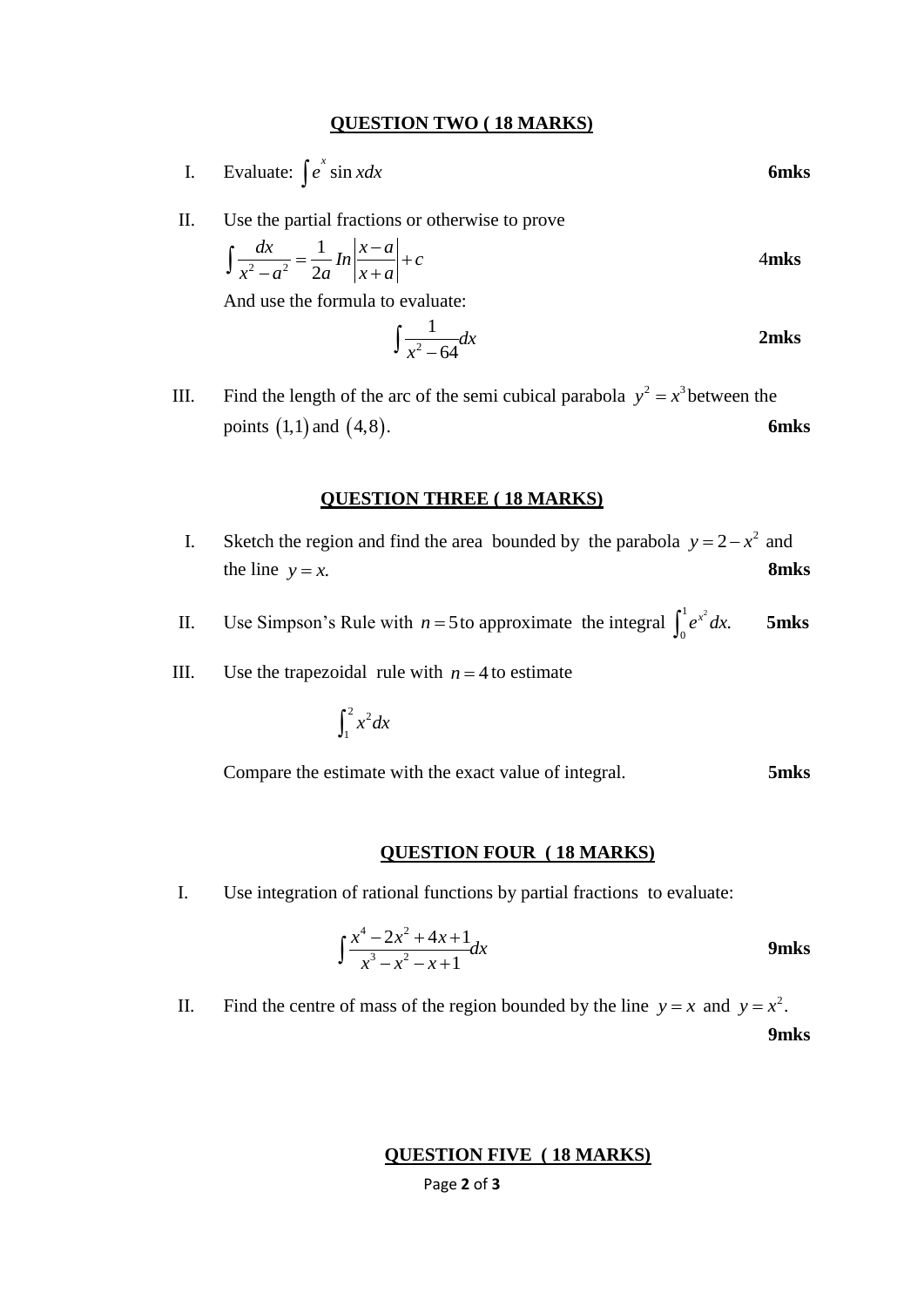## QUESTION TWO ( 18 MARKS)

I. Evaluate: $\int e^{x} \sin x dx$ **6mks**

II. Use the partial fractions or otherwise to prove

$$\int \frac{dx}{x^2 - a^2} = \frac{1}{2a} In\left|\frac{x-a}{x+a}\right| + c$$ **4mks**

And use the formula to evaluate:

$$\int \frac{1}{x^2 - 64} dx$$ **2mks**

III. Find the length of the arc of the semi cubical parabola $y^2 = x^3$ between the points $(1,1)$ and $(4,8)$. **6mks**

## QUESTION THREE ( 18 MARKS)

I. Sketch the region and find the area bounded by the parabola $y = 2 - x^2$ and the line $y = x.$ **8mks**

II. Use Simpson's Rule with $n = 5$ to approximate the integral $\int_0^1 e^{x^2} dx.$ **5mks**

III. Use the trapezoidal rule with $n = 4$ to estimate

$$\int_1^2 x^2 dx$$

Compare the estimate with the exact value of integral. **5mks**

## QUESTION FOUR ( 18 MARKS)

I. Use integration of rational functions by partial fractions to evaluate:

$$\int \frac{x^4 - 2x^2 + 4x + 1}{x^3 - x^2 - x + 1} dx$$ **9mks**

II. Find the centre of mass of the region bounded by the line $y = x$ and $y = x^2$. **9mks**

## QUESTION FIVE ( 18 MARKS)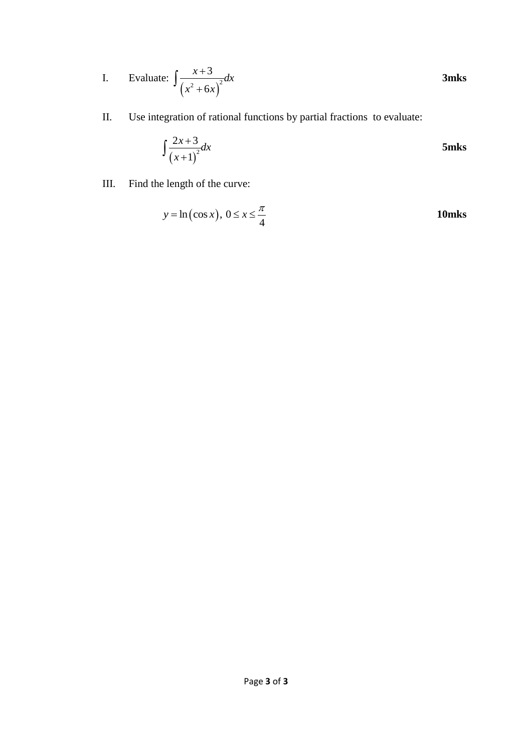I. Evaluate: $\int \frac{x+3}{\left(x^2+6x\right)^2}dx$ **3mks**

II. Use integration of rational functions by partial fractions to evaluate:

$$\int \frac{2x+3}{\left(x+1\right)^2}dx$$

**5mks**

III. Find the length of the curve:

$$y=\ln\left(\cos x\right),\ 0\le x\le \frac{\pi}{4}$$

**10mks**